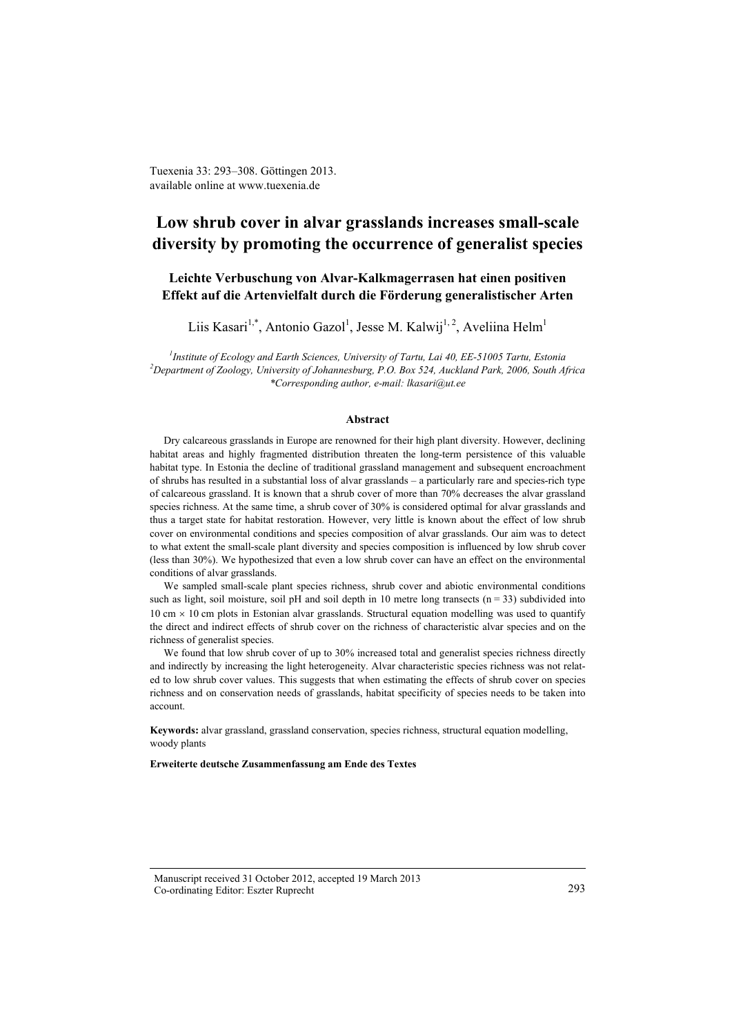Tuexenia 33: 293–308. Göttingen 2013.
available online at www.tuexenia.de

# Low shrub cover in alvar grasslands increases small-scale diversity by promoting the occurrence of generalist species

## Leichte Verbuschung von Alvar-Kalkmagerrasen hat einen positiven Effekt auf die Artenvielfalt durch die Förderung generalistischer Arten

Liis Kasari[1,*], Antonio Gazol[1], Jesse M. Kalwij[1, 2], Aveliina Helm[1]

[1]*Institute of Ecology and Earth Sciences, University of Tartu, Lai 40, EE-51005 Tartu, Estonia*
[2]*Department of Zoology, University of Johannesburg, P.O. Box 524, Auckland Park, 2006, South Africa*
*\*Corresponding author, e-mail: lkasari@ut.ee*

### Abstract

Dry calcareous grasslands in Europe are renowned for their high plant diversity. However, declining habitat areas and highly fragmented distribution threaten the long-term persistence of this valuable habitat type. In Estonia the decline of traditional grassland management and subsequent encroachment of shrubs has resulted in a substantial loss of alvar grasslands – a particularly rare and species-rich type of calcareous grassland. It is known that a shrub cover of more than 70% decreases the alvar grassland species richness. At the same time, a shrub cover of 30% is considered optimal for alvar grasslands and thus a target state for habitat restoration. However, very little is known about the effect of low shrub cover on environmental conditions and species composition of alvar grasslands. Our aim was to detect to what extent the small-scale plant diversity and species composition is influenced by low shrub cover (less than 30%). We hypothesized that even a low shrub cover can have an effect on the environmental conditions of alvar grasslands.

We sampled small-scale plant species richness, shrub cover and abiotic environmental conditions such as light, soil moisture, soil pH and soil depth in 10 metre long transects (n = 33) subdivided into 10 cm × 10 cm plots in Estonian alvar grasslands. Structural equation modelling was used to quantify the direct and indirect effects of shrub cover on the richness of characteristic alvar species and on the richness of generalist species.

We found that low shrub cover of up to 30% increased total and generalist species richness directly and indirectly by increasing the light heterogeneity. Alvar characteristic species richness was not related to low shrub cover values. This suggests that when estimating the effects of shrub cover on species richness and on conservation needs of grasslands, habitat specificity of species needs to be taken into account.

**Keywords:** alvar grassland, grassland conservation, species richness, structural equation modelling, woody plants

**Erweiterte deutsche Zusammenfassung am Ende des Textes**

Manuscript received 31 October 2012, accepted 19 March 2013
Co-ordinating Editor: Eszter Ruprecht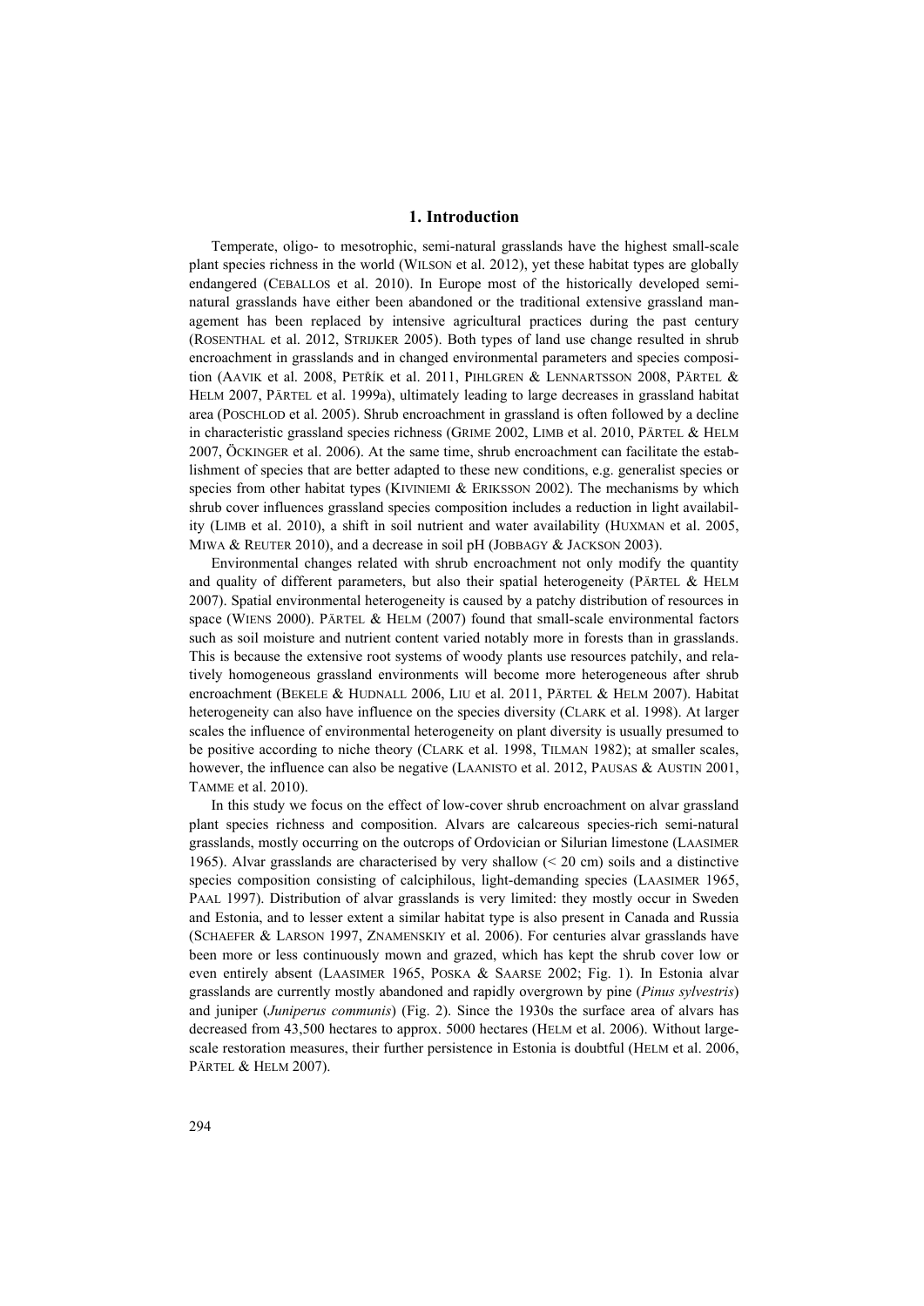## 1. Introduction

Temperate, oligo- to mesotrophic, semi-natural grasslands have the highest small-scale plant species richness in the world (WILSON et al. 2012), yet these habitat types are globally endangered (CEBALLOS et al. 2010). In Europe most of the historically developed semi-natural grasslands have either been abandoned or the traditional extensive grassland management has been replaced by intensive agricultural practices during the past century (ROSENTHAL et al. 2012, STRIJKER 2005). Both types of land use change resulted in shrub encroachment in grasslands and in changed environmental parameters and species composition (AAVIK et al. 2008, PETŘÍK et al. 2011, PIHLGREN & LENNARTSSON 2008, PÄRTEL & HELM 2007, PÄRTEL et al. 1999a), ultimately leading to large decreases in grassland habitat area (POSCHLOD et al. 2005). Shrub encroachment in grassland is often followed by a decline in characteristic grassland species richness (GRIME 2002, LIMB et al. 2010, PÄRTEL & HELM 2007, ÖCKINGER et al. 2006). At the same time, shrub encroachment can facilitate the establishment of species that are better adapted to these new conditions, e.g. generalist species or species from other habitat types (KIVINIEMI & ERIKSSON 2002). The mechanisms by which shrub cover influences grassland species composition includes a reduction in light availability (LIMB et al. 2010), a shift in soil nutrient and water availability (HUXMAN et al. 2005, MIWA & REUTER 2010), and a decrease in soil pH (JOBBAGY & JACKSON 2003).

Environmental changes related with shrub encroachment not only modify the quantity and quality of different parameters, but also their spatial heterogeneity (PÄRTEL & HELM 2007). Spatial environmental heterogeneity is caused by a patchy distribution of resources in space (WIENS 2000). PÄRTEL & HELM (2007) found that small-scale environmental factors such as soil moisture and nutrient content varied notably more in forests than in grasslands. This is because the extensive root systems of woody plants use resources patchily, and relatively homogeneous grassland environments will become more heterogeneous after shrub encroachment (BEKELE & HUDNALL 2006, LIU et al. 2011, PÄRTEL & HELM 2007). Habitat heterogeneity can also have influence on the species diversity (CLARK et al. 1998). At larger scales the influence of environmental heterogeneity on plant diversity is usually presumed to be positive according to niche theory (CLARK et al. 1998, TILMAN 1982); at smaller scales, however, the influence can also be negative (LAANISTO et al. 2012, PAUSAS & AUSTIN 2001, TAMME et al. 2010).

In this study we focus on the effect of low-cover shrub encroachment on alvar grassland plant species richness and composition. Alvars are calcareous species-rich semi-natural grasslands, mostly occurring on the outcrops of Ordovician or Silurian limestone (LAASIMER 1965). Alvar grasslands are characterised by very shallow (< 20 cm) soils and a distinctive species composition consisting of calciphilous, light-demanding species (LAASIMER 1965, PAAL 1997). Distribution of alvar grasslands is very limited: they mostly occur in Sweden and Estonia, and to lesser extent a similar habitat type is also present in Canada and Russia (SCHAEFER & LARSON 1997, ZNAMENSKIY et al. 2006). For centuries alvar grasslands have been more or less continuously mown and grazed, which has kept the shrub cover low or even entirely absent (LAASIMER 1965, POSKA & SAARSE 2002; Fig. 1). In Estonia alvar grasslands are currently mostly abandoned and rapidly overgrown by pine (*Pinus sylvestris*) and juniper (*Juniperus communis*) (Fig. 2). Since the 1930s the surface area of alvars has decreased from 43,500 hectares to approx. 5000 hectares (HELM et al. 2006). Without large-scale restoration measures, their further persistence in Estonia is doubtful (HELM et al. 2006, PÄRTEL & HELM 2007).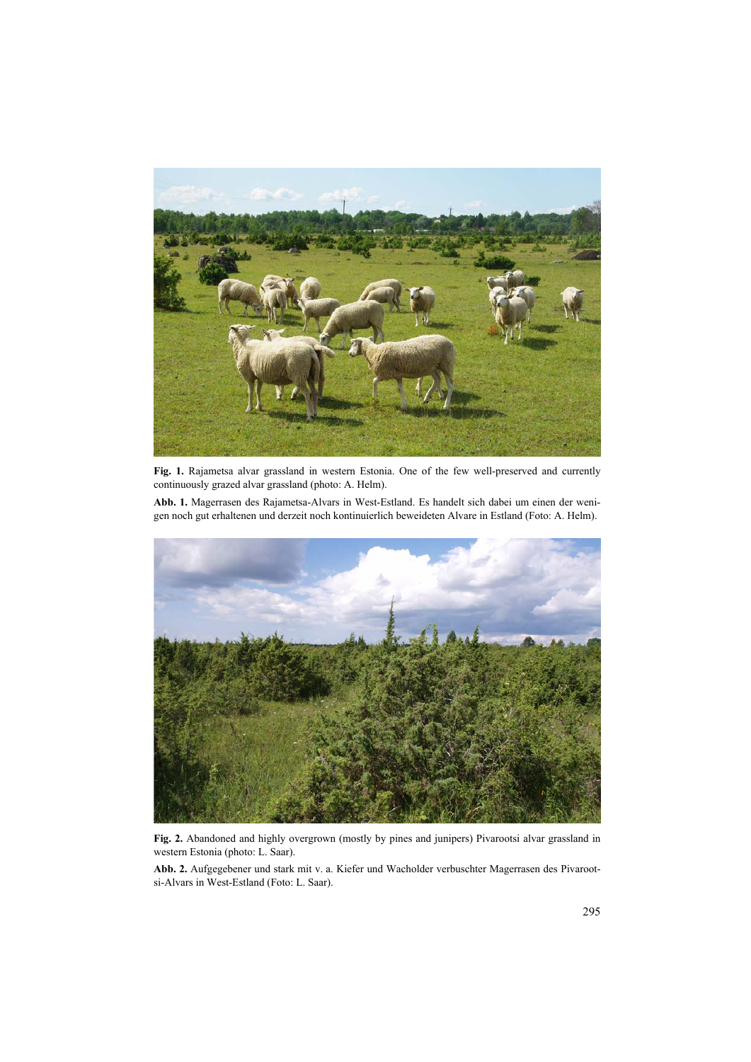**Fig. 1.** Rajametsa alvar grassland in western Estonia. One of the few well-preserved and currently continuously grazed alvar grassland (photo: A. Helm).

**Abb. 1.** Magerrasen des Rajametsa-Alvars in West-Estland. Es handelt sich dabei um einen der wenigen noch gut erhaltenen und derzeit noch kontinuierlich beweideten Alvare in Estland (Foto: A. Helm).

**Fig. 2.** Abandoned and highly overgrown (mostly by pines and junipers) Pivarootsi alvar grassland in western Estonia (photo: L. Saar).

**Abb. 2.** Aufgegebener und stark mit v. a. Kiefer und Wacholder verbuschter Magerrasen des Pivarootsi-Alvars in West-Estland (Foto: L. Saar).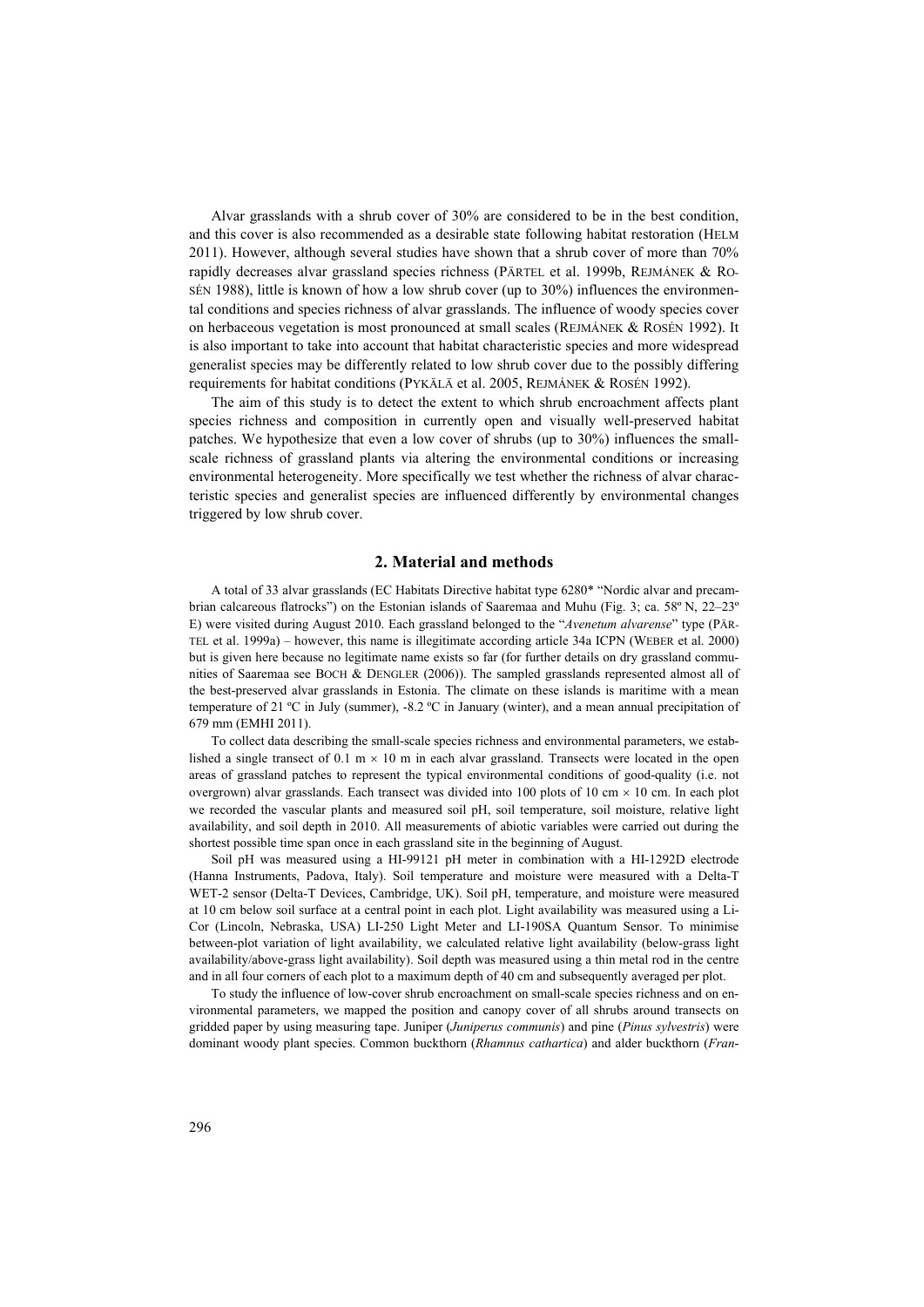Alvar grasslands with a shrub cover of 30% are considered to be in the best condition, and this cover is also recommended as a desirable state following habitat restoration (HELM 2011). However, although several studies have shown that a shrub cover of more than 70% rapidly decreases alvar grassland species richness (PÄRTEL et al. 1999b, REJMÁNEK & ROSÉN 1988), little is known of how a low shrub cover (up to 30%) influences the environmental conditions and species richness of alvar grasslands. The influence of woody species cover on herbaceous vegetation is most pronounced at small scales (REJMÁNEK & ROSÉN 1992). It is also important to take into account that habitat characteristic species and more widespread generalist species may be differently related to low shrub cover due to the possibly differing requirements for habitat conditions (PYKÄLÄ et al. 2005, REJMÁNEK & ROSÉN 1992).

The aim of this study is to detect the extent to which shrub encroachment affects plant species richness and composition in currently open and visually well-preserved habitat patches. We hypothesize that even a low cover of shrubs (up to 30%) influences the small-scale richness of grassland plants via altering the environmental conditions or increasing environmental heterogeneity. More specifically we test whether the richness of alvar characteristic species and generalist species are influenced differently by environmental changes triggered by low shrub cover.

## 2. Material and methods

A total of 33 alvar grasslands (EC Habitats Directive habitat type 6280* "Nordic alvar and precambrian calcareous flatrocks") on the Estonian islands of Saaremaa and Muhu (Fig. 3; ca. 58º N, 22–23º E) were visited during August 2010. Each grassland belonged to the "*Avenetum alvarense*" type (PÄRTEL et al. 1999a) – however, this name is illegitimate according article 34a ICPN (WEBER et al. 2000) but is given here because no legitimate name exists so far (for further details on dry grassland communities of Saaremaa see BOCH & DENGLER (2006)). The sampled grasslands represented almost all of the best-preserved alvar grasslands in Estonia. The climate on these islands is maritime with a mean temperature of 21 ºC in July (summer), -8.2 ºC in January (winter), and a mean annual precipitation of 679 mm (EMHI 2011).

To collect data describing the small-scale species richness and environmental parameters, we established a single transect of 0.1 m × 10 m in each alvar grassland. Transects were located in the open areas of grassland patches to represent the typical environmental conditions of good-quality (i.e. not overgrown) alvar grasslands. Each transect was divided into 100 plots of 10 cm × 10 cm. In each plot we recorded the vascular plants and measured soil pH, soil temperature, soil moisture, relative light availability, and soil depth in 2010. All measurements of abiotic variables were carried out during the shortest possible time span once in each grassland site in the beginning of August.

Soil pH was measured using a HI-99121 pH meter in combination with a HI-1292D electrode (Hanna Instruments, Padova, Italy). Soil temperature and moisture were measured with a Delta-T WET-2 sensor (Delta-T Devices, Cambridge, UK). Soil pH, temperature, and moisture were measured at 10 cm below soil surface at a central point in each plot. Light availability was measured using a Li-Cor (Lincoln, Nebraska, USA) LI-250 Light Meter and LI-190SA Quantum Sensor. To minimise between-plot variation of light availability, we calculated relative light availability (below-grass light availability/above-grass light availability). Soil depth was measured using a thin metal rod in the centre and in all four corners of each plot to a maximum depth of 40 cm and subsequently averaged per plot.

To study the influence of low-cover shrub encroachment on small-scale species richness and on environmental parameters, we mapped the position and canopy cover of all shrubs around transects on gridded paper by using measuring tape. Juniper (*Juniperus communis*) and pine (*Pinus sylvestris*) were dominant woody plant species. Common buckthorn (*Rhamnus cathartica*) and alder buckthorn (*Fran-*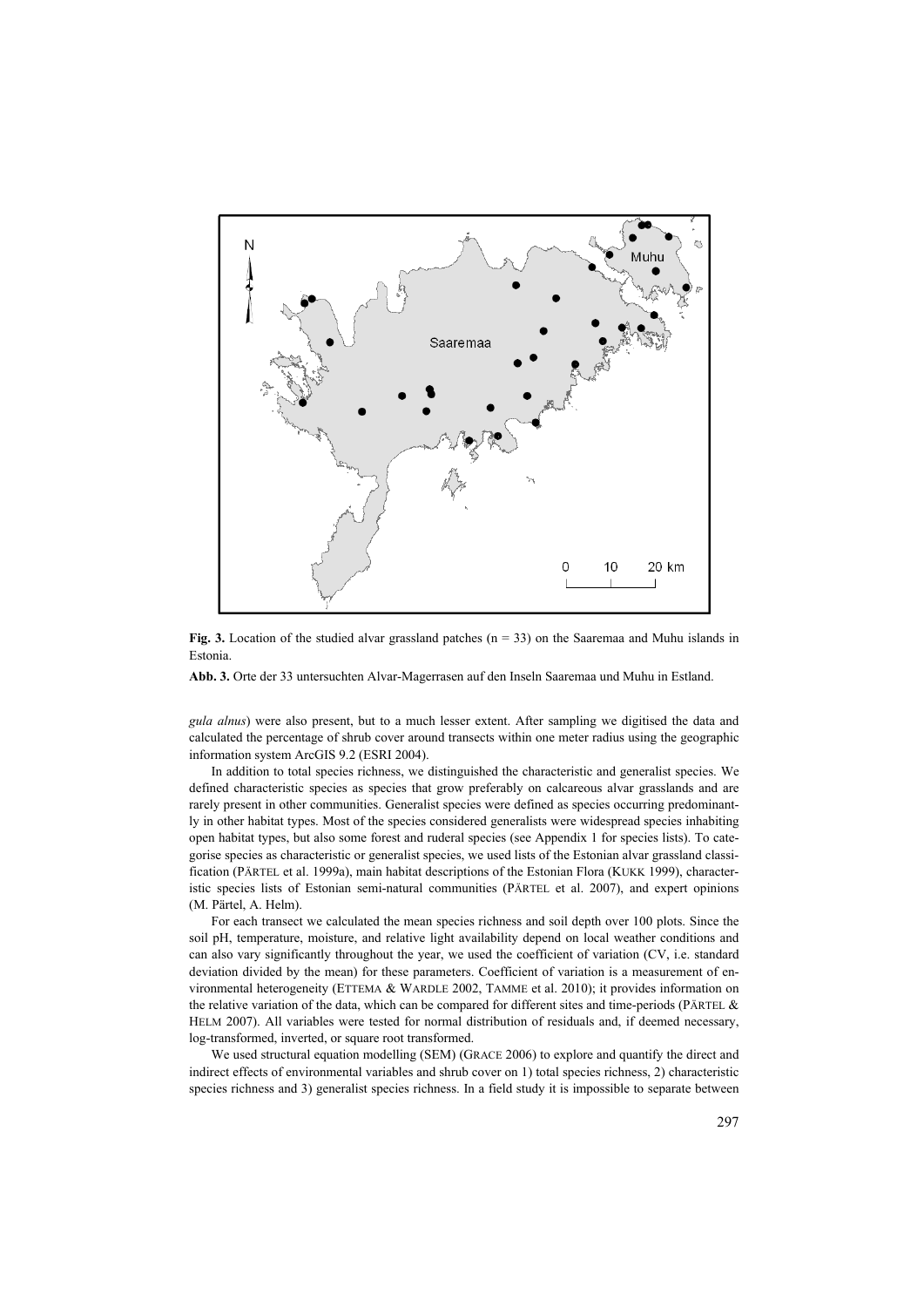**Fig. 3.** Location of the studied alvar grassland patches (n = 33) on the Saaremaa and Muhu islands in Estonia.

**Abb. 3.** Orte der 33 untersuchten Alvar-Magerrasen auf den Inseln Saaremaa und Muhu in Estland.

*gula alnus*) were also present, but to a much lesser extent. After sampling we digitised the data and calculated the percentage of shrub cover around transects within one meter radius using the geographic information system ArcGIS 9.2 (ESRI 2004).

In addition to total species richness, we distinguished the characteristic and generalist species. We defined characteristic species as species that grow preferably on calcareous alvar grasslands and are rarely present in other communities. Generalist species were defined as species occurring predominantly in other habitat types. Most of the species considered generalists were widespread species inhabiting open habitat types, but also some forest and ruderal species (see Appendix 1 for species lists). To categorise species as characteristic or generalist species, we used lists of the Estonian alvar grassland classification (PÄRTEL et al. 1999a), main habitat descriptions of the Estonian Flora (KUKK 1999), characteristic species lists of Estonian semi-natural communities (PÄRTEL et al. 2007), and expert opinions (M. Pärtel, A. Helm).

For each transect we calculated the mean species richness and soil depth over 100 plots. Since the soil pH, temperature, moisture, and relative light availability depend on local weather conditions and can also vary significantly throughout the year, we used the coefficient of variation (CV, i.e. standard deviation divided by the mean) for these parameters. Coefficient of variation is a measurement of environmental heterogeneity (ETTEMA & WARDLE 2002, TAMME et al. 2010); it provides information on the relative variation of the data, which can be compared for different sites and time-periods (PÄRTEL & HELM 2007). All variables were tested for normal distribution of residuals and, if deemed necessary, log-transformed, inverted, or square root transformed.

We used structural equation modelling (SEM) (GRACE 2006) to explore and quantify the direct and indirect effects of environmental variables and shrub cover on 1) total species richness, 2) characteristic species richness and 3) generalist species richness. In a field study it is impossible to separate between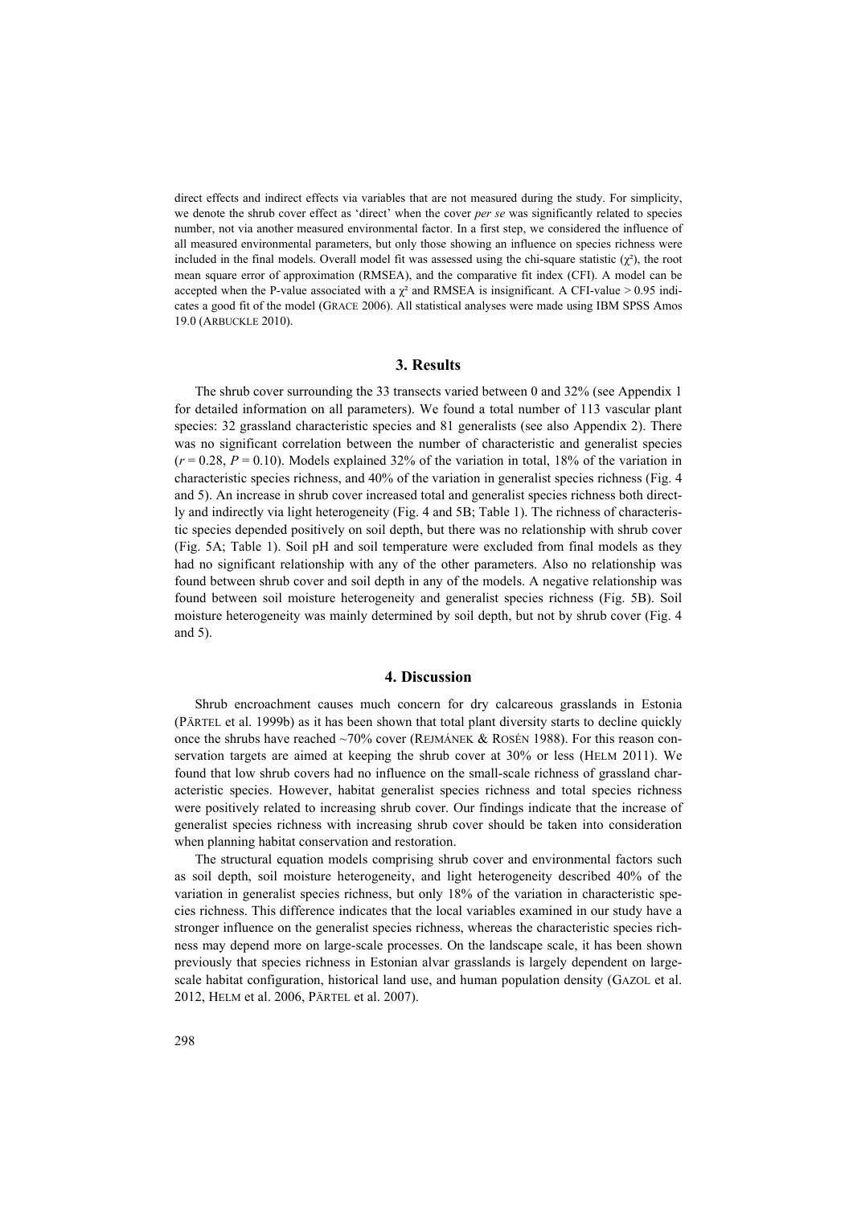direct effects and indirect effects via variables that are not measured during the study. For simplicity, we denote the shrub cover effect as 'direct' when the cover *per se* was significantly related to species number, not via another measured environmental factor. In a first step, we considered the influence of all measured environmental parameters, but only those showing an influence on species richness were included in the final models. Overall model fit was assessed using the chi-square statistic ($\chi^2$), the root mean square error of approximation (RMSEA), and the comparative fit index (CFI). A model can be accepted when the P-value associated with a $\chi^2$ and RMSEA is insignificant. A CFI-value > 0.95 indicates a good fit of the model (GRACE 2006). All statistical analyses were made using IBM SPSS Amos 19.0 (ARBUCKLE 2010).

## 3. Results

The shrub cover surrounding the 33 transects varied between 0 and 32% (see Appendix 1 for detailed information on all parameters). We found a total number of 113 vascular plant species: 32 grassland characteristic species and 81 generalists (see also Appendix 2). There was no significant correlation between the number of characteristic and generalist species ($r = 0.28$, $P = 0.10$). Models explained 32% of the variation in total, 18% of the variation in characteristic species richness, and 40% of the variation in generalist species richness (Fig. 4 and 5). An increase in shrub cover increased total and generalist species richness both directly and indirectly via light heterogeneity (Fig. 4 and 5B; Table 1). The richness of characteristic species depended positively on soil depth, but there was no relationship with shrub cover (Fig. 5A; Table 1). Soil pH and soil temperature were excluded from final models as they had no significant relationship with any of the other parameters. Also no relationship was found between shrub cover and soil depth in any of the models. A negative relationship was found between soil moisture heterogeneity and generalist species richness (Fig. 5B). Soil moisture heterogeneity was mainly determined by soil depth, but not by shrub cover (Fig. 4 and 5).

## 4. Discussion

Shrub encroachment causes much concern for dry calcareous grasslands in Estonia (PÄRTEL et al. 1999b) as it has been shown that total plant diversity starts to decline quickly once the shrubs have reached ~70% cover (REJMÁNEK & ROSÉN 1988). For this reason conservation targets are aimed at keeping the shrub cover at 30% or less (HELM 2011). We found that low shrub covers had no influence on the small-scale richness of grassland characteristic species. However, habitat generalist species richness and total species richness were positively related to increasing shrub cover. Our findings indicate that the increase of generalist species richness with increasing shrub cover should be taken into consideration when planning habitat conservation and restoration.

The structural equation models comprising shrub cover and environmental factors such as soil depth, soil moisture heterogeneity, and light heterogeneity described 40% of the variation in generalist species richness, but only 18% of the variation in characteristic species richness. This difference indicates that the local variables examined in our study have a stronger influence on the generalist species richness, whereas the characteristic species richness may depend more on large-scale processes. On the landscape scale, it has been shown previously that species richness in Estonian alvar grasslands is largely dependent on large-scale habitat configuration, historical land use, and human population density (GAZOL et al. 2012, HELM et al. 2006, PÄRTEL et al. 2007).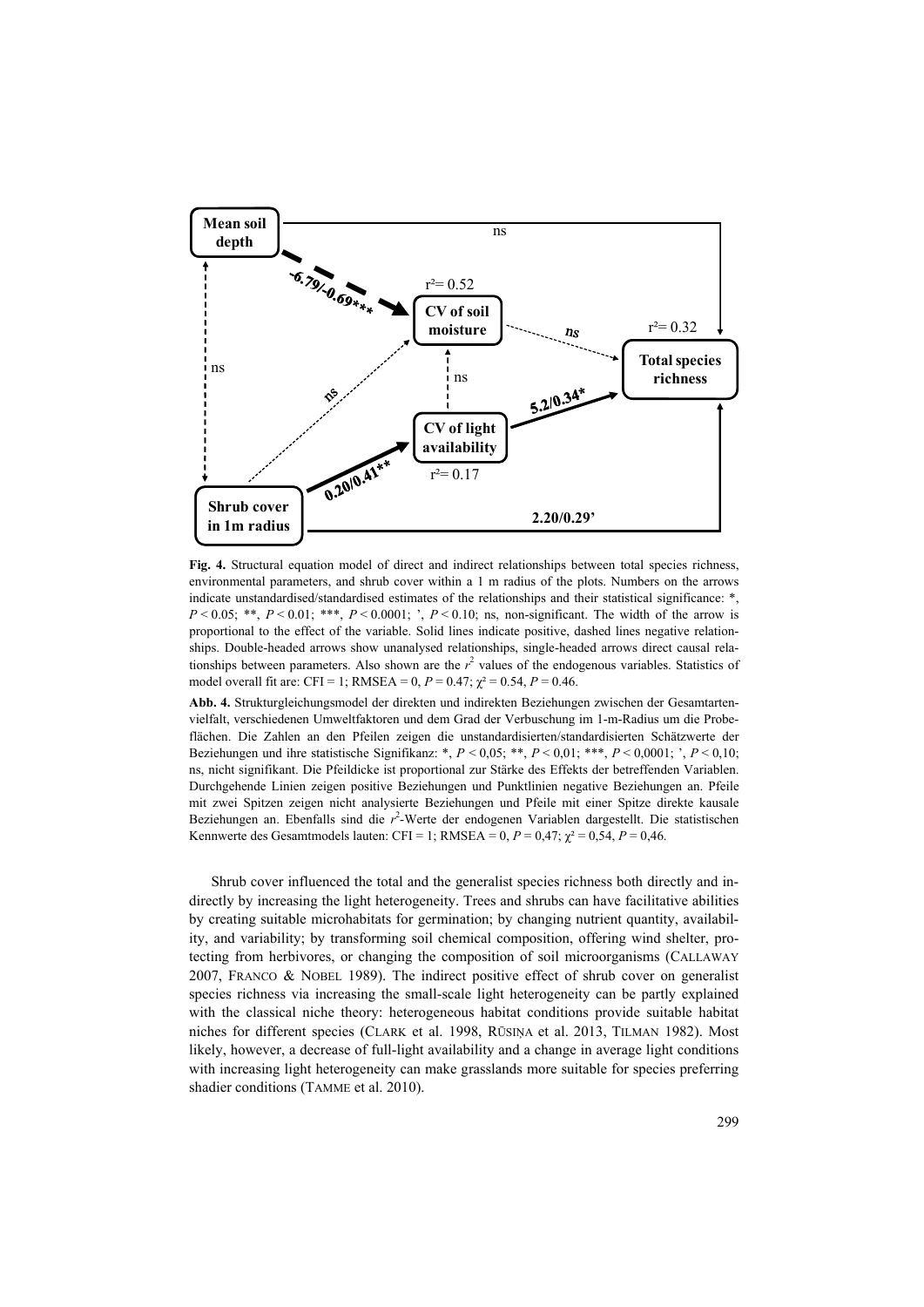**Fig. 4.** Structural equation model of direct and indirect relationships between total species richness, environmental parameters, and shrub cover within a 1 m radius of the plots. Numbers on the arrows indicate unstandardised/standardised estimates of the relationships and their statistical significance: *, $P < 0.05$; **, $P < 0.01$; ***, $P < 0.0001$; ’, $P < 0.10$; ns, non-significant. The width of the arrow is proportional to the effect of the variable. Solid lines indicate positive, dashed lines negative relationships. Double-headed arrows show unanalysed relationships, single-headed arrows direct causal relationships between parameters. Also shown are the $r^2$ values of the endogenous variables. Statistics of model overall fit are: CFI = 1; RMSEA = 0, $P = 0.47$; $\chi^2 = 0.54$, $P = 0.46$.

**Abb. 4.** Strukturgleichungsmodel der direkten und indirekten Beziehungen zwischen der Gesamtartenvielfalt, verschiedenen Umweltfaktoren und dem Grad der Verbuschung im 1-m-Radius um die Probeflächen. Die Zahlen an den Pfeilen zeigen die unstandardisierten/standardisierten Schätzwerte der Beziehungen und ihre statistische Signifikanz: *, $P < 0{,}05$; **, $P < 0{,}01$; ***, $P < 0{,}0001$; ’, $P < 0{,}10$; ns, nicht signifikant. Die Pfeildicke ist proportional zur Stärke des Effekts der betreffenden Variablen. Durchgehende Linien zeigen positive Beziehungen und Punktlinien negative Beziehungen an. Pfeile mit zwei Spitzen zeigen nicht analysierte Beziehungen und Pfeile mit einer Spitze direkte kausale Beziehungen an. Ebenfalls sind die $r^2$-Werte der endogenen Variablen dargestellt. Die statistischen Kennwerte des Gesamtmodels lauten: CFI = 1; RMSEA = 0, $P = 0{,}47$; $\chi^2 = 0{,}54$, $P = 0{,}46$.

Shrub cover influenced the total and the generalist species richness both directly and indirectly by increasing the light heterogeneity. Trees and shrubs can have facilitative abilities by creating suitable microhabitats for germination; by changing nutrient quantity, availability, and variability; by transforming soil chemical composition, offering wind shelter, protecting from herbivores, or changing the composition of soil microorganisms (CALLAWAY 2007, FRANCO & NOBEL 1989). The indirect positive effect of shrub cover on generalist species richness via increasing the small-scale light heterogeneity can be partly explained with the classical niche theory: heterogeneous habitat conditions provide suitable habitat niches for different species (CLARK et al. 1998, RŪSIŅA et al. 2013, TILMAN 1982). Most likely, however, a decrease of full-light availability and a change in average light conditions with increasing light heterogeneity can make grasslands more suitable for species preferring shadier conditions (TAMME et al. 2010).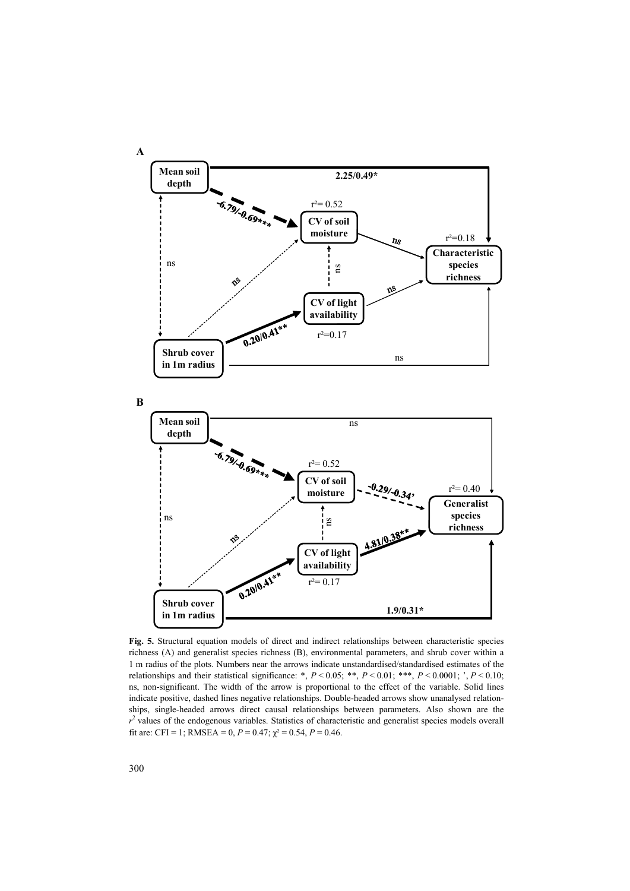**Fig. 5.** Structural equation models of direct and indirect relationships between characteristic species richness (A) and generalist species richness (B), environmental parameters, and shrub cover within a 1 m radius of the plots. Numbers near the arrows indicate unstandardised/standardised estimates of the relationships and their statistical significance: *, $P < 0.05$; **, $P < 0.01$; ***, $P < 0.0001$; ', $P < 0.10$; ns, non-significant. The width of the arrow is proportional to the effect of the variable. Solid lines indicate positive, dashed lines negative relationships. Double-headed arrows show unanalysed relationships, single-headed arrows direct causal relationships between parameters. Also shown are the $r^2$ values of the endogenous variables. Statistics of characteristic and generalist species models overall fit are: CFI = 1; RMSEA = 0, $P = 0.47$; $\chi^2 = 0.54$, $P = 0.46$.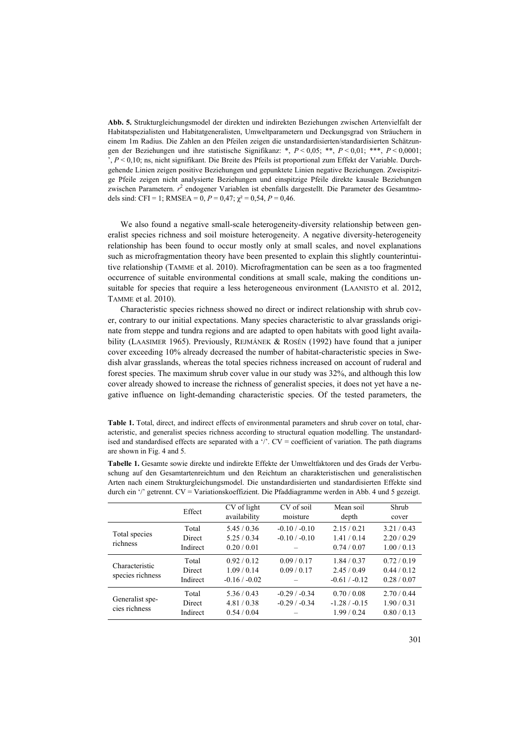**Abb. 5.** Strukturgleichungsmodel der direkten und indirekten Beziehungen zwischen Artenvielfalt der Habitatspezialisten und Habitatgeneralisten, Umweltparametern und Deckungsgrad von Sträuchern in einem 1m Radius. Die Zahlen an den Pfeilen zeigen die unstandardisierten/standardisierten Schätzungen der Beziehungen und ihre statistische Signifikanz: *, $P < 0,05$; **, $P < 0,01$; ***, $P < 0,0001$; ', $P < 0,10$; ns, nicht signifikant. Die Breite des Pfeils ist proportional zum Effekt der Variable. Durchgehende Linien zeigen positive Beziehungen und gepunktete Linien negative Beziehungen. Zweispitzige Pfeile zeigen nicht analysierte Beziehungen und einspitzige Pfeile direkte kausale Beziehungen zwischen Parametern. $r^2$ endogener Variablen ist ebenfalls dargestellt. Die Parameter des Gesamtmodels sind: CFI = 1; RMSEA = 0, $P = 0,47$; $\chi^2 = 0,54$, $P = 0,46$.

We also found a negative small-scale heterogeneity-diversity relationship between generalist species richness and soil moisture heterogeneity. A negative diversity-heterogeneity relationship has been found to occur mostly only at small scales, and novel explanations such as microfragmentation theory have been presented to explain this slightly counterintuitive relationship (TAMME et al. 2010). Microfragmentation can be seen as a too fragmented occurrence of suitable environmental conditions at small scale, making the conditions unsuitable for species that require a less heterogeneous environment (LAANISTO et al. 2012, TAMME et al. 2010).

Characteristic species richness showed no direct or indirect relationship with shrub cover, contrary to our initial expectations. Many species characteristic to alvar grasslands originate from steppe and tundra regions and are adapted to open habitats with good light availability (LAASIMER 1965). Previously, REJMÁNEK & ROSÉN (1992) have found that a juniper cover exceeding 10% already decreased the number of habitat-characteristic species in Swedish alvar grasslands, whereas the total species richness increased on account of ruderal and forest species. The maximum shrub cover value in our study was 32%, and although this low cover already showed to increase the richness of generalist species, it does not yet have a negative influence on light-demanding characteristic species. Of the tested parameters, the

**Table 1.** Total, direct, and indirect effects of environmental parameters and shrub cover on total, characteristic, and generalist species richness according to structural equation modelling. The unstandardised and standardised effects are separated with a '/'. CV = coefficient of variation. The path diagrams are shown in Fig. 4 and 5.

**Tabelle 1.** Gesamte sowie direkte und indirekte Effekte der Umweltfaktoren und des Grads der Verbuschung auf den Gesamtartenreichtum und den Reichtum an charakteristischen und generalistischen Arten nach einem Strukturgleichungsmodel. Die unstandardisierten und standardisierten Effekte sind durch ein '/' getrennt. CV = Variationskoeffizient. Die Pfaddiagramme werden in Abb. 4 und 5 gezeigt.

| | Effect | CV of light availability | CV of soil moisture | Mean soil depth | Shrub cover |
|---|---|---|---|---|---|
| Total species richness | Total | 5.45 / 0.36 | -0.10 / -0.10 | 2.15 / 0.21 | 3.21 / 0.43 |
| | Direct | 5.25 / 0.34 | -0.10 / -0.10 | 1.41 / 0.14 | 2.20 / 0.29 |
| | Indirect | 0.20 / 0.01 | – | 0.74 / 0.07 | 1.00 / 0.13 |
| Characteristic species richness | Total | 0.92 / 0.12 | 0.09 / 0.17 | 1.84 / 0.37 | 0.72 / 0.19 |
| | Direct | 1.09 / 0.14 | 0.09 / 0.17 | 2.45 / 0.49 | 0.44 / 0.12 |
| | Indirect | -0.16 / -0.02 | – | -0.61 / -0.12 | 0.28 / 0.07 |
| Generalist species richness | Total | 5.36 / 0.43 | -0.29 / -0.34 | 0.70 / 0.08 | 2.70 / 0.44 |
| | Direct | 4.81 / 0.38 | -0.29 / -0.34 | -1.28 / -0.15 | 1.90 / 0.31 |
| | Indirect | 0.54 / 0.04 | – | 1.99 / 0.24 | 0.80 / 0.13 |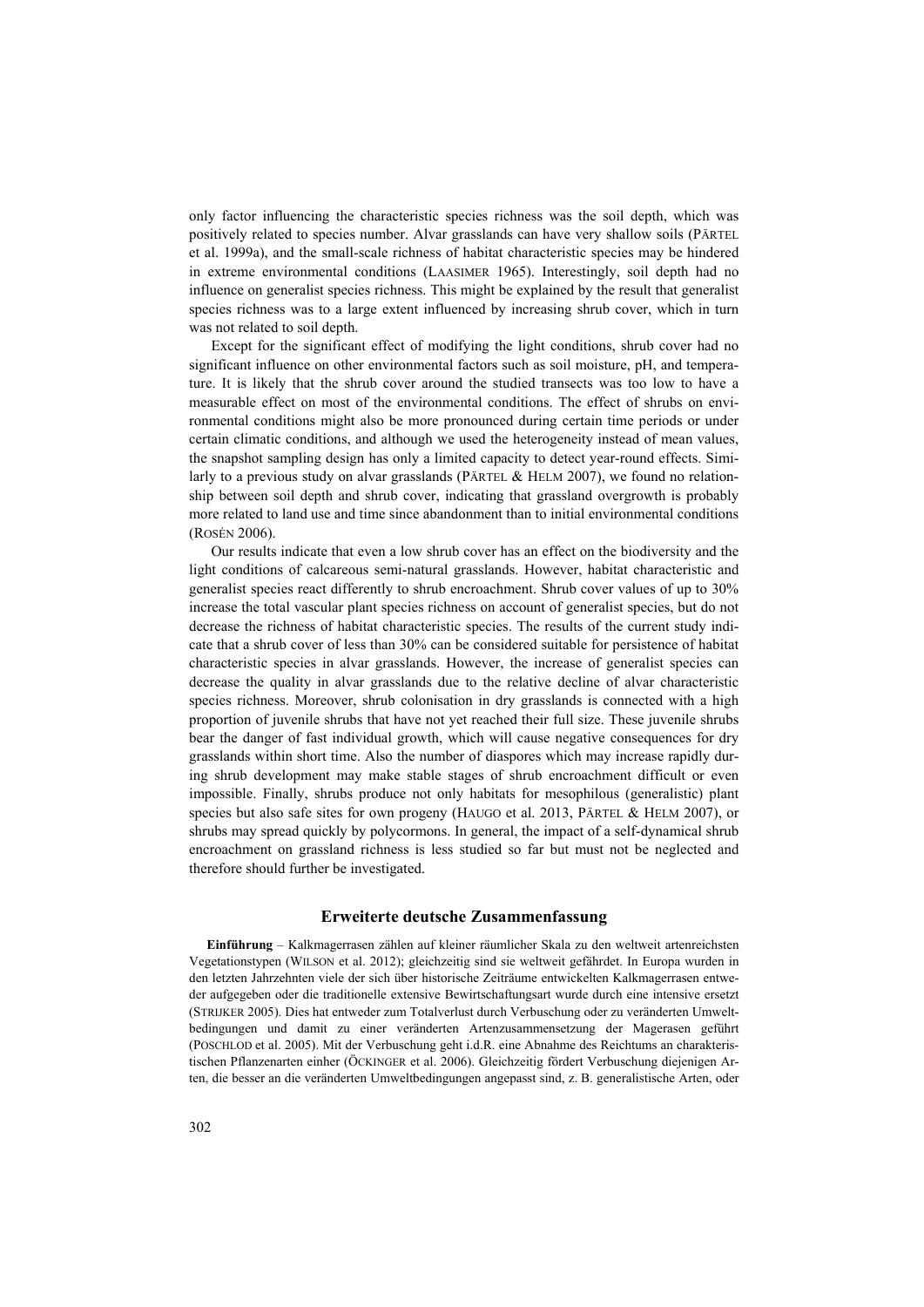only factor influencing the characteristic species richness was the soil depth, which was positively related to species number. Alvar grasslands can have very shallow soils (Pärtel et al. 1999a), and the small-scale richness of habitat characteristic species may be hindered in extreme environmental conditions (Laasimer 1965). Interestingly, soil depth had no influence on generalist species richness. This might be explained by the result that generalist species richness was to a large extent influenced by increasing shrub cover, which in turn was not related to soil depth.

Except for the significant effect of modifying the light conditions, shrub cover had no significant influence on other environmental factors such as soil moisture, pH, and temperature. It is likely that the shrub cover around the studied transects was too low to have a measurable effect on most of the environmental conditions. The effect of shrubs on environmental conditions might also be more pronounced during certain time periods or under certain climatic conditions, and although we used the heterogeneity instead of mean values, the snapshot sampling design has only a limited capacity to detect year-round effects. Similarly to a previous study on alvar grasslands (Pärtel & Helm 2007), we found no relationship between soil depth and shrub cover, indicating that grassland overgrowth is probably more related to land use and time since abandonment than to initial environmental conditions (Rosén 2006).

Our results indicate that even a low shrub cover has an effect on the biodiversity and the light conditions of calcareous semi-natural grasslands. However, habitat characteristic and generalist species react differently to shrub encroachment. Shrub cover values of up to 30% increase the total vascular plant species richness on account of generalist species, but do not decrease the richness of habitat characteristic species. The results of the current study indicate that a shrub cover of less than 30% can be considered suitable for persistence of habitat characteristic species in alvar grasslands. However, the increase of generalist species can decrease the quality in alvar grasslands due to the relative decline of alvar characteristic species richness. Moreover, shrub colonisation in dry grasslands is connected with a high proportion of juvenile shrubs that have not yet reached their full size. These juvenile shrubs bear the danger of fast individual growth, which will cause negative consequences for dry grasslands within short time. Also the number of diaspores which may increase rapidly during shrub development may make stable stages of shrub encroachment difficult or even impossible. Finally, shrubs produce not only habitats for mesophilous (generalistic) plant species but also safe sites for own progeny (Haugo et al. 2013, Pärtel & Helm 2007), or shrubs may spread quickly by polycormons. In general, the impact of a self-dynamical shrub encroachment on grassland richness is less studied so far but must not be neglected and therefore should further be investigated.

## Erweiterte deutsche Zusammenfassung

**Einführung** – Kalkmagerrasen zählen auf kleiner räumlicher Skala zu den weltweit artenreichsten Vegetationstypen (Wilson et al. 2012); gleichzeitig sind sie weltweit gefährdet. In Europa wurden in den letzten Jahrzehnten viele der sich über historische Zeiträume entwickelten Kalkmagerrasen entweder aufgegeben oder die traditionelle extensive Bewirtschaftungsart wurde durch eine intensive ersetzt (Strijker 2005). Dies hat entweder zum Totalverlust durch Verbuschung oder zu veränderten Umweltbedingungen und damit zu einer veränderten Artenzusammensetzung der Magerasen geführt (Poschlod et al. 2005). Mit der Verbuschung geht i.d.R. eine Abnahme des Reichtums an charakteristischen Pflanzenarten einher (Öckinger et al. 2006). Gleichzeitig fördert Verbuschung diejenigen Arten, die besser an die veränderten Umweltbedingungen angepasst sind, z. B. generalistische Arten, oder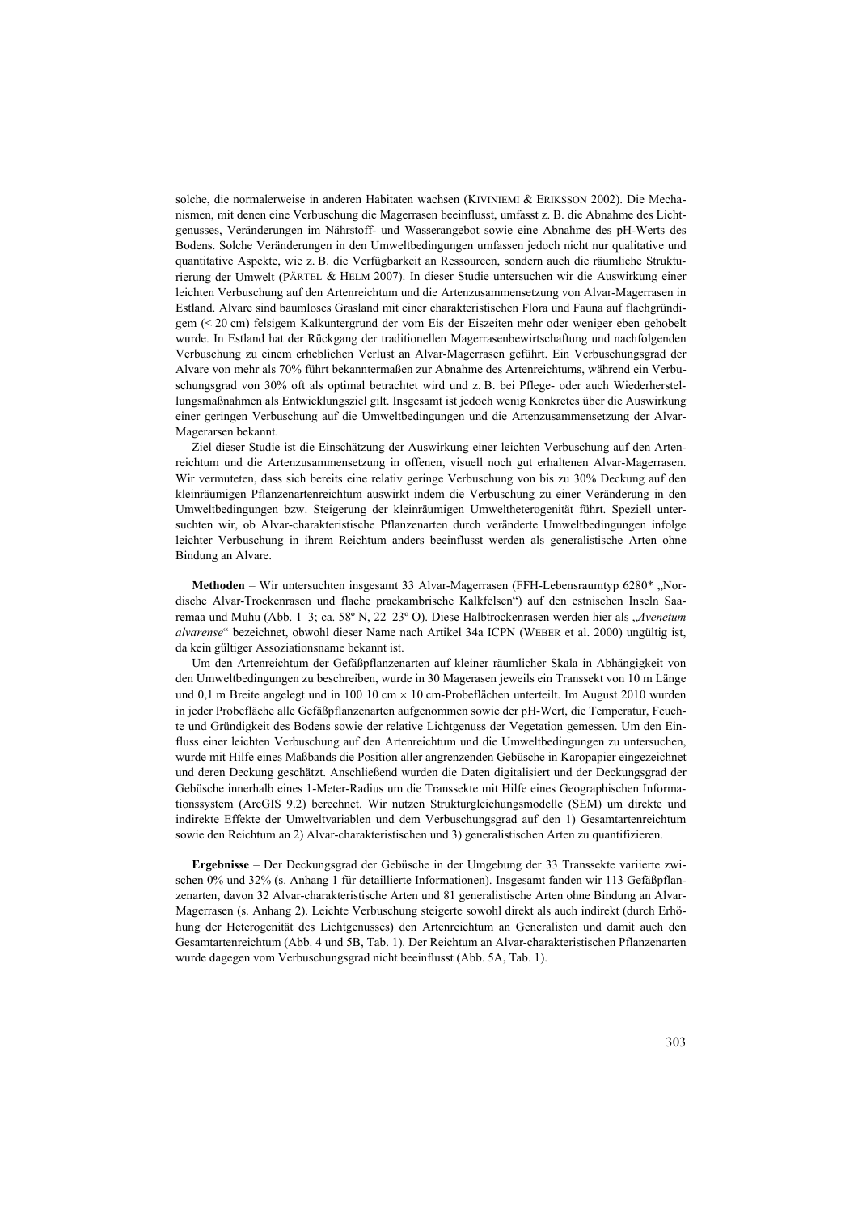solche, die normalerweise in anderen Habitaten wachsen (Kiviniemi & Eriksson 2002). Die Mechanismen, mit denen eine Verbuschung die Magerrasen beeinflusst, umfasst z. B. die Abnahme des Lichtgenusses, Veränderungen im Nährstoff- und Wasserangebot sowie eine Abnahme des pH-Werts des Bodens. Solche Veränderungen in den Umweltbedingungen umfassen jedoch nicht nur qualitative und quantitative Aspekte, wie z. B. die Verfügbarkeit an Ressourcen, sondern auch die räumliche Strukturierung der Umwelt (Pärtel & Helm 2007). In dieser Studie untersuchen wir die Auswirkung einer leichten Verbuschung auf den Artenreichtum und die Artenzusammensetzung von Alvar-Magerrasen in Estland. Alvare sind baumloses Grasland mit einer charakteristischen Flora und Fauna auf flachgründigem (< 20 cm) felsigem Kalkuntergrund der vom Eis der Eiszeiten mehr oder weniger eben gehobelt wurde. In Estland hat der Rückgang der traditionellen Magerrasenbewirtschaftung und nachfolgenden Verbuschung zu einem erheblichen Verlust an Alvar-Magerrasen geführt. Ein Verbuschungsgrad der Alvare von mehr als 70% führt bekanntermaßen zur Abnahme des Artenreichtums, während ein Verbuschungsgrad von 30% oft als optimal betrachtet wird und z. B. bei Pflege- oder auch Wiederherstellungsmaßnahmen als Entwicklungsziel gilt. Insgesamt ist jedoch wenig Konkretes über die Auswirkung einer geringen Verbuschung auf die Umweltbedingungen und die Artenzusammensetzung der Alvar-Magerarsen bekannt.

Ziel dieser Studie ist die Einschätzung der Auswirkung einer leichten Verbuschung auf den Artenreichtum und die Artenzusammensetzung in offenen, visuell noch gut erhaltenen Alvar-Magerrasen. Wir vermuteten, dass sich bereits eine relativ geringe Verbuschung von bis zu 30% Deckung auf den kleinräumigen Pflanzenartenreichtum auswirkt indem die Verbuschung zu einer Veränderung in den Umweltbedingungen bzw. Steigerung der kleinräumigen Umweltheterogenität führt. Speziell untersuchten wir, ob Alvar-charakteristische Pflanzenarten durch veränderte Umweltbedingungen infolge leichter Verbuschung in ihrem Reichtum anders beeinflusst werden als generalistische Arten ohne Bindung an Alvare.

**Methoden** – Wir untersuchten insgesamt 33 Alvar-Magerrasen (FFH-Lebensraumtyp 6280* „Nordische Alvar-Trockenrasen und flache praekambrische Kalkfelsen") auf den estnischen Inseln Saaremaa und Muhu (Abb. 1–3; ca. 58º N, 22–23º O). Diese Halbtrockenrasen werden hier als „*Avenetum alvarense*" bezeichnet, obwohl dieser Name nach Artikel 34a ICPN (Weber et al. 2000) ungültig ist, da kein gültiger Assoziationsname bekannt ist.

Um den Artenreichtum der Gefäßpflanzenarten auf kleiner räumlicher Skala in Abhängigkeit von den Umweltbedingungen zu beschreiben, wurde in 30 Magerasen jeweils ein Transsekt von 10 m Länge und 0,1 m Breite angelegt und in 100 10 cm × 10 cm-Probeflächen unterteilt. Im August 2010 wurden in jeder Probefläche alle Gefäßpflanzenarten aufgenommen sowie der pH-Wert, die Temperatur, Feuchte und Gründigkeit des Bodens sowie der relative Lichtgenuss der Vegetation gemessen. Um den Einfluss einer leichten Verbuschung auf den Artenreichtum und die Umweltbedingungen zu untersuchen, wurde mit Hilfe eines Maßbands die Position aller angrenzenden Gebüsche in Karopapier eingezeichnet und deren Deckung geschätzt. Anschließend wurden die Daten digitalisiert und der Deckungsgrad der Gebüsche innerhalb eines 1-Meter-Radius um die Transsekte mit Hilfe eines Geographischen Informationssystem (ArcGIS 9.2) berechnet. Wir nutzen Strukturgleichungsmodelle (SEM) um direkte und indirekte Effekte der Umweltvariablen und dem Verbuschungsgrad auf den 1) Gesamtartenreichtum sowie den Reichtum an 2) Alvar-charakteristischen und 3) generalistischen Arten zu quantifizieren.

**Ergebnisse** – Der Deckungsgrad der Gebüsche in der Umgebung der 33 Transsekte variierte zwischen 0% und 32% (s. Anhang 1 für detaillierte Informationen). Insgesamt fanden wir 113 Gefäßpflanzenarten, davon 32 Alvar-charakteristische Arten und 81 generalistische Arten ohne Bindung an Alvar-Magerrasen (s. Anhang 2). Leichte Verbuschung steigerte sowohl direkt als auch indirekt (durch Erhöhung der Heterogenität des Lichtgenusses) den Artenreichtum an Generalisten und damit auch den Gesamtartenreichtum (Abb. 4 und 5B, Tab. 1). Der Reichtum an Alvar-charakteristischen Pflanzenarten wurde dagegen vom Verbuschungsgrad nicht beeinflusst (Abb. 5A, Tab. 1).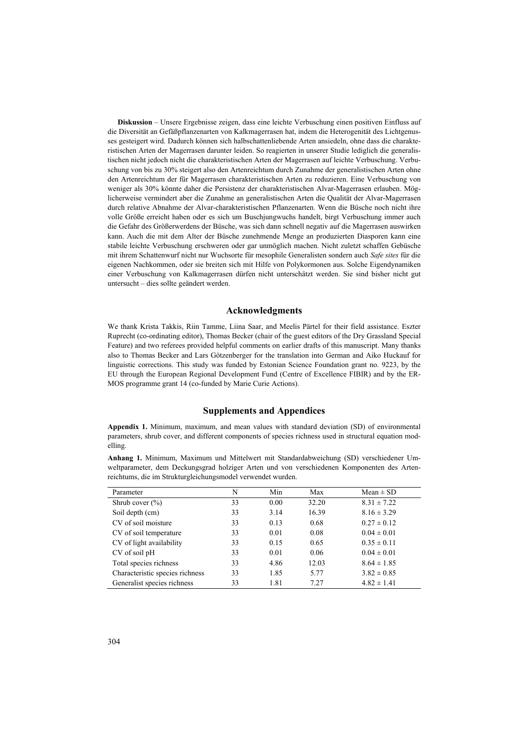**Diskussion** – Unsere Ergebnisse zeigen, dass eine leichte Verbuschung einen positiven Einfluss auf die Diversität an Gefäßpflanzenarten von Kalkmagerrasen hat, indem die Heterogenität des Lichtgenusses gesteigert wird. Dadurch können sich halbschattenliebende Arten ansiedeln, ohne dass die charakteristischen Arten der Magerrasen darunter leiden. So reagierten in unserer Studie lediglich die generalistischen nicht jedoch nicht die charakteristischen Arten der Magerrasen auf leichte Verbuschung. Verbuschung von bis zu 30% steigert also den Artenreichtum durch Zunahme der generalistischen Arten ohne den Artenreichtum der für Magerrasen charakteristischen Arten zu reduzieren. Eine Verbuschung von weniger als 30% könnte daher die Persistenz der charakteristischen Alvar-Magerrasen erlauben. Möglicherweise vermindert aber die Zunahme an generalistischen Arten die Qualität der Alvar-Magerrasen durch relative Abnahme der Alvar-charakteristischen Pflanzenarten. Wenn die Büsche noch nicht ihre volle Größe erreicht haben oder es sich um Buschjungwuchs handelt, birgt Verbuschung immer auch die Gefahr des Größerwerdens der Büsche, was sich dann schnell negativ auf die Magerrasen auswirken kann. Auch die mit dem Alter der Büsche zunehmende Menge an produzierten Diasporen kann eine stabile leichte Verbuschung erschweren oder gar unmöglich machen. Nicht zuletzt schaffen Gebüsche mit ihrem Schattenwurf nicht nur Wuchsorte für mesophile Generalisten sondern auch *Safe sites* für die eigenen Nachkommen, oder sie breiten sich mit Hilfe von Polykormonen aus. Solche Eigendynamiken einer Verbuschung von Kalkmagerrasen dürfen nicht unterschätzt werden. Sie sind bisher nicht gut untersucht – dies sollte geändert werden.

## Acknowledgments

We thank Krista Takkis, Riin Tamme, Liina Saar, and Meelis Pärtel for their field assistance. Eszter Ruprecht (co-ordinating editor), Thomas Becker (chair of the guest editors of the Dry Grassland Special Feature) and two referees provided helpful comments on earlier drafts of this manuscript. Many thanks also to Thomas Becker and Lars Götzenberger for the translation into German and Aiko Huckauf for linguistic corrections. This study was funded by Estonian Science Foundation grant no. 9223, by the EU through the European Regional Development Fund (Centre of Excellence FIBIR) and by the ERMOS programme grant 14 (co-funded by Marie Curie Actions).

## Supplements and Appendices

**Appendix 1.** Minimum, maximum, and mean values with standard deviation (SD) of environmental parameters, shrub cover, and different components of species richness used in structural equation modelling.

**Anhang 1.** Minimum, Maximum und Mittelwert mit Standardabweichung (SD) verschiedener Umweltparameter, dem Deckungsgrad holziger Arten und von verschiedenen Komponenten des Artenreichtums, die im Strukturgleichungsmodel verwendet wurden.

| Parameter | N | Min | Max | Mean ± SD |
|---|---|---|---|---|
| Shrub cover (%) | 33 | 0.00 | 32.20 | 8.31 ± 7.22 |
| Soil depth (cm) | 33 | 3.14 | 16.39 | 8.16 ± 3.29 |
| CV of soil moisture | 33 | 0.13 | 0.68 | 0.27 ± 0.12 |
| CV of soil temperature | 33 | 0.01 | 0.08 | 0.04 ± 0.01 |
| CV of light availability | 33 | 0.15 | 0.65 | 0.35 ± 0.11 |
| CV of soil pH | 33 | 0.01 | 0.06 | 0.04 ± 0.01 |
| Total species richness | 33 | 4.86 | 12.03 | 8.64 ± 1.85 |
| Characteristic species richness | 33 | 1.85 | 5.77 | 3.82 ± 0.85 |
| Generalist species richness | 33 | 1.81 | 7.27 | 4.82 ± 1.41 |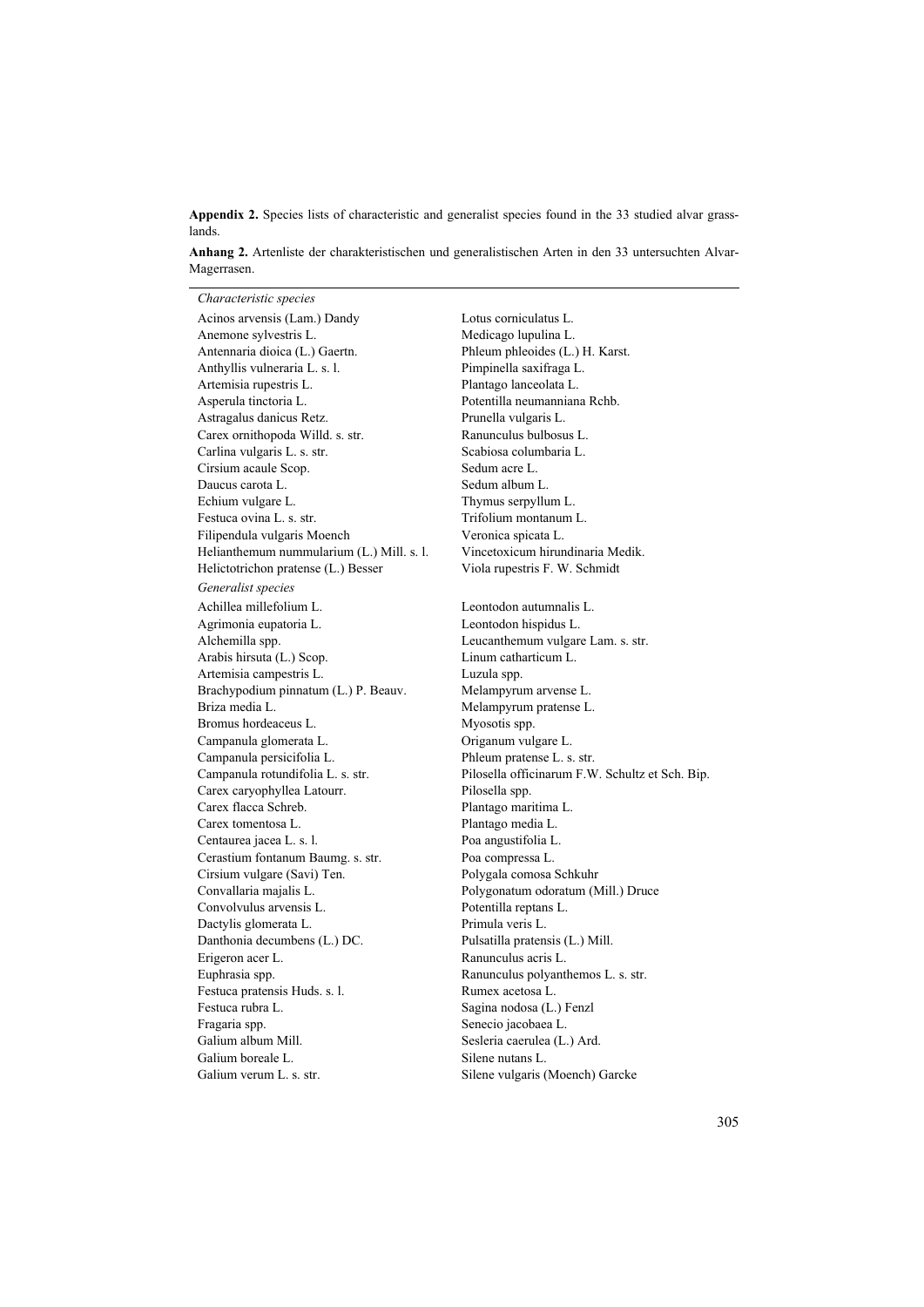**Appendix 2.** Species lists of characteristic and generalist species found in the 33 studied alvar grasslands.

**Anhang 2.** Artenliste der charakteristischen und generalistischen Arten in den 33 untersuchten Alvar-Magerrasen.

*Characteristic species*

Acinos arvensis (Lam.) Dandy
Anemone sylvestris L.
Antennaria dioica (L.) Gaertn.
Anthyllis vulneraria L. s. l.
Artemisia rupestris L.
Asperula tinctoria L.
Astragalus danicus Retz.
Carex ornithopoda Willd. s. str.
Carlina vulgaris L. s. str.
Cirsium acaule Scop.
Daucus carota L.
Echium vulgare L.
Festuca ovina L. s. str.
Filipendula vulgaris Moench
Helianthemum nummularium (L.) Mill. s. l.
Helictotrichon pratense (L.) Besser
Lotus corniculatus L.
Medicago lupulina L.
Phleum phleoides (L.) H. Karst.
Pimpinella saxifraga L.
Plantago lanceolata L.
Potentilla neumanniana Rchb.
Prunella vulgaris L.
Ranunculus bulbosus L.
Scabiosa columbaria L.
Sedum acre L.
Sedum album L.
Thymus serpyllum L.
Trifolium montanum L.
Veronica spicata L.
Vincetoxicum hirundinaria Medik.
Viola rupestris F. W. Schmidt

*Generalist species*

Achillea millefolium L.
Agrimonia eupatoria L.
Alchemilla spp.
Arabis hirsuta (L.) Scop.
Artemisia campestris L.
Brachypodium pinnatum (L.) P. Beauv.
Briza media L.
Bromus hordeaceus L.
Campanula glomerata L.
Campanula persicifolia L.
Campanula rotundifolia L. s. str.
Carex caryophyllea Latourr.
Carex flacca Schreb.
Carex tomentosa L.
Centaurea jacea L. s. l.
Cerastium fontanum Baumg. s. str.
Cirsium vulgare (Savi) Ten.
Convallaria majalis L.
Convolvulus arvensis L.
Dactylis glomerata L.
Danthonia decumbens (L.) DC.
Erigeron acer L.
Euphrasia spp.
Festuca pratensis Huds. s. l.
Festuca rubra L.
Fragaria spp.
Galium album Mill.
Galium boreale L.
Galium verum L. s. str.
Leontodon autumnalis L.
Leontodon hispidus L.
Leucanthemum vulgare Lam. s. str.
Linum catharticum L.
Luzula spp.
Melampyrum arvense L.
Melampyrum pratense L.
Myosotis spp.
Origanum vulgare L.
Phleum pratense L. s. str.
Pilosella officinarum F.W. Schultz et Sch. Bip.
Pilosella spp.
Plantago maritima L.
Plantago media L.
Poa angustifolia L.
Poa compressa L.
Polygala comosa Schkuhr
Polygonatum odoratum (Mill.) Druce
Potentilla reptans L.
Primula veris L.
Pulsatilla pratensis (L.) Mill.
Ranunculus acris L.
Ranunculus polyanthemos L. s. str.
Rumex acetosa L.
Sagina nodosa (L.) Fenzl
Senecio jacobaea L.
Sesleria caerulea (L.) Ard.
Silene nutans L.
Silene vulgaris (Moench) Garcke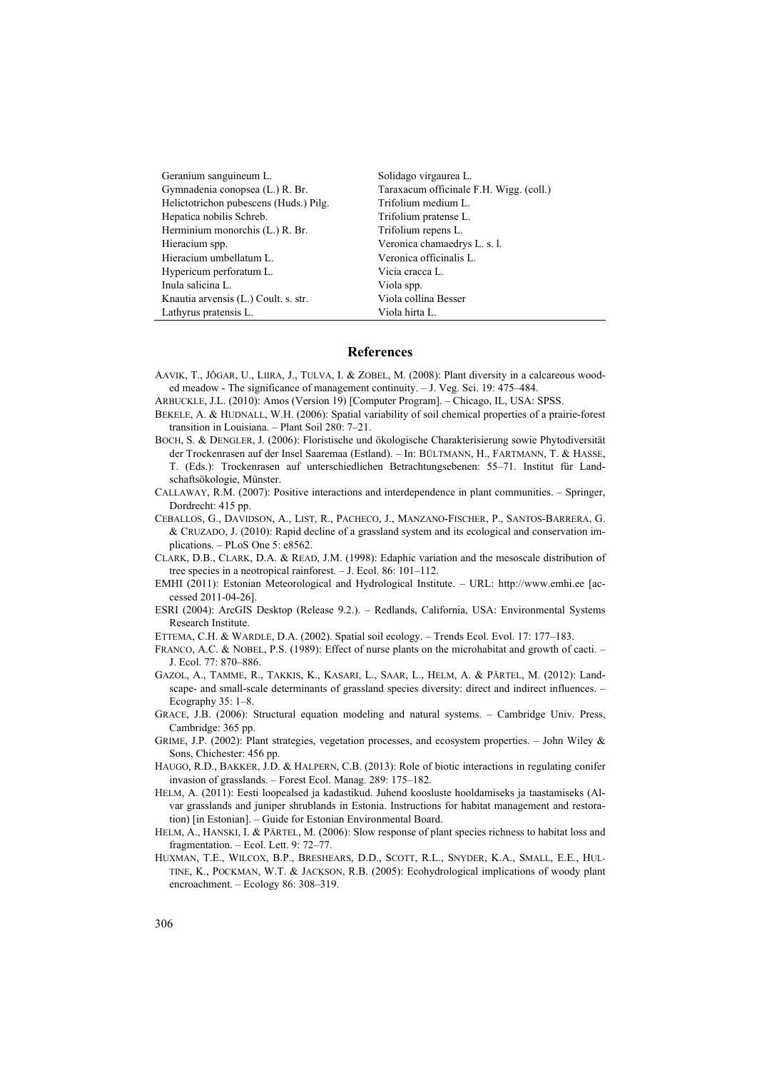| | |
|---|---|
| Geranium sanguineum L. | Solidago virgaurea L. |
| Gymnadenia conopsea (L.) R. Br. | Taraxacum officinale F.H. Wigg. (coll.) |
| Helictotrichon pubescens (Huds.) Pilg. | Trifolium medium L. |
| Hepatica nobilis Schreb. | Trifolium pratense L. |
| Herminium monorchis (L.) R. Br. | Trifolium repens L. |
| Hieracium spp. | Veronica chamaedrys L. s. l. |
| Hieracium umbellatum L. | Veronica officinalis L. |
| Hypericum perforatum L. | Vicia cracca L. |
| Inula salicina L. | Viola spp. |
| Knautia arvensis (L.) Coult. s. str. | Viola collina Besser |
| Lathyrus pratensis L. | Viola hirta L. |

## References

AAVIK, T., JÕGAR, U., LIIRA, J., TULVA, I. & ZOBEL, M. (2008): Plant diversity in a calcareous wooded meadow - The significance of management continuity. – J. Veg. Sci. 19: 475–484.

ARBUCKLE, J.L. (2010): Amos (Version 19) [Computer Program]. – Chicago, IL, USA: SPSS.

BEKELE, A. & HUDNALL, W.H. (2006): Spatial variability of soil chemical properties of a prairie-forest transition in Louisiana. – Plant Soil 280: 7–21.

BOCH, S. & DENGLER, J. (2006): Floristische und ökologische Charakterisierung sowie Phytodiversität der Trockenrasen auf der Insel Saaremaa (Estland). – In: BÜLTMANN, H., FARTMANN, T. & HASSE, T. (Eds.): Trockenrasen auf unterschiedlichen Betrachtungsebenen: 55–71. Institut für Landschaftsökologie, Münster.

CALLAWAY, R.M. (2007): Positive interactions and interdependence in plant communities. – Springer, Dordrecht: 415 pp.

CEBALLOS, G., DAVIDSON, A., LIST, R., PACHECO, J., MANZANO-FISCHER, P., SANTOS-BARRERA, G. & CRUZADO, J. (2010): Rapid decline of a grassland system and its ecological and conservation implications. – PLoS One 5: e8562.

CLARK, D.B., CLARK, D.A. & READ, J.M. (1998): Edaphic variation and the mesoscale distribution of tree species in a neotropical rainforest. – J. Ecol. 86: 101–112.

EMHI (2011): Estonian Meteorological and Hydrological Institute. – URL: http://www.emhi.ee [accessed 2011-04-26].

ESRI (2004): ArcGIS Desktop (Release 9.2.). – Redlands, California, USA: Environmental Systems Research Institute.

ETTEMA, C.H. & WARDLE, D.A. (2002). Spatial soil ecology. – Trends Ecol. Evol. 17: 177–183.

FRANCO, A.C. & NOBEL, P.S. (1989): Effect of nurse plants on the microhabitat and growth of cacti. – J. Ecol. 77: 870–886.

GAZOL, A., TAMME, R., TAKKIS, K., KASARI, L., SAAR, L., HELM, A. & PÄRTEL, M. (2012): Landscape- and small-scale determinants of grassland species diversity: direct and indirect influences. – Ecography 35: 1–8.

GRACE, J.B. (2006): Structural equation modeling and natural systems. – Cambridge Univ. Press, Cambridge: 365 pp.

GRIME, J.P. (2002): Plant strategies, vegetation processes, and ecosystem properties. – John Wiley & Sons, Chichester: 456 pp.

HAUGO, R.D., BAKKER, J.D. & HALPERN, C.B. (2013): Role of biotic interactions in regulating conifer invasion of grasslands. – Forest Ecol. Manag. 289: 175–182.

HELM, A. (2011): Eesti loopealsed ja kadastikud. Juhend koosluste hooldamiseks ja taastamiseks (Alvar grasslands and juniper shrublands in Estonia. Instructions for habitat management and restoration) [in Estonian]. – Guide for Estonian Environmental Board.

HELM, A., HANSKI, I. & PÄRTEL, M. (2006): Slow response of plant species richness to habitat loss and fragmentation. – Ecol. Lett. 9: 72–77.

HUXMAN, T.E., WILCOX, B.P., BRESHEARS, D.D., SCOTT, R.L., SNYDER, K.A., SMALL, E.E., HULTINE, K., POCKMAN, W.T. & JACKSON, R.B. (2005): Ecohydrological implications of woody plant encroachment. – Ecology 86: 308–319.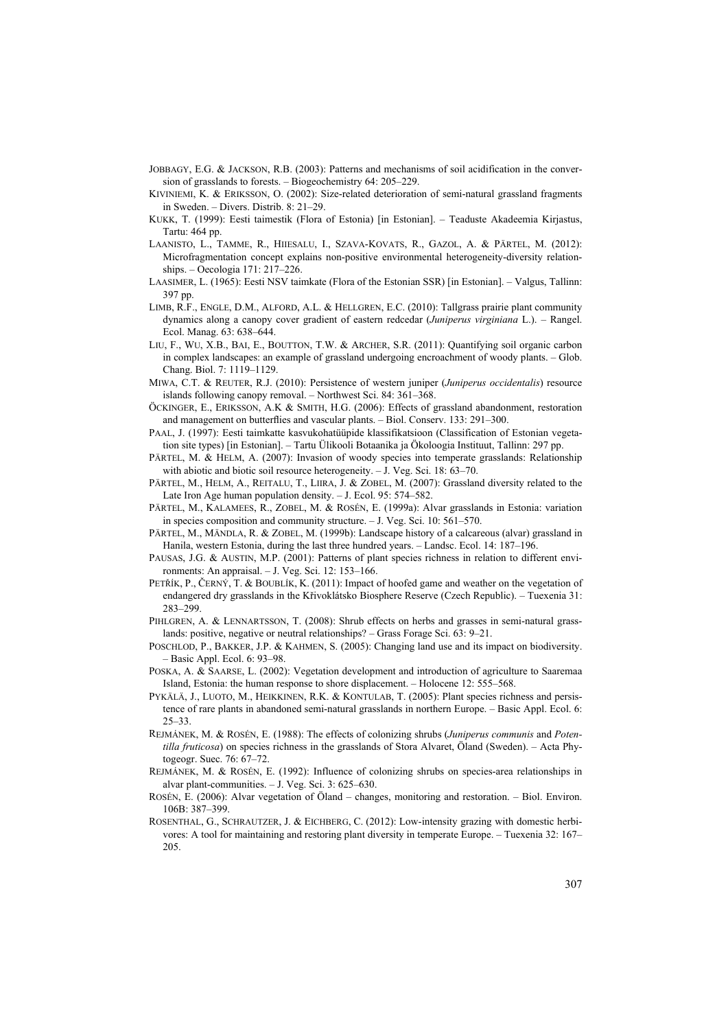JOBBAGY, E.G. & JACKSON, R.B. (2003): Patterns and mechanisms of soil acidification in the conversion of grasslands to forests. – Biogeochemistry 64: 205–229.

KIVINIEMI, K. & ERIKSSON, O. (2002): Size-related deterioration of semi-natural grassland fragments in Sweden. – Divers. Distrib. 8: 21–29.

KUKK, T. (1999): Eesti taimestik (Flora of Estonia) [in Estonian]. – Teaduste Akadeemia Kirjastus, Tartu: 464 pp.

LAANISTO, L., TAMME, R., HIIESALU, I., SZAVA-KOVATS, R., GAZOL, A. & PÄRTEL, M. (2012): Microfragmentation concept explains non-positive environmental heterogeneity-diversity relationships. – Oecologia 171: 217–226.

LAASIMER, L. (1965): Eesti NSV taimkate (Flora of the Estonian SSR) [in Estonian]. – Valgus, Tallinn: 397 pp.

LIMB, R.F., ENGLE, D.M., ALFORD, A.L. & HELLGREN, E.C. (2010): Tallgrass prairie plant community dynamics along a canopy cover gradient of eastern redcedar (*Juniperus virginiana* L.). – Rangel. Ecol. Manag. 63: 638–644.

LIU, F., WU, X.B., BAI, E., BOUTTON, T.W. & ARCHER, S.R. (2011): Quantifying soil organic carbon in complex landscapes: an example of grassland undergoing encroachment of woody plants. – Glob. Chang. Biol. 7: 1119–1129.

MIWA, C.T. & REUTER, R.J. (2010): Persistence of western juniper (*Juniperus occidentalis*) resource islands following canopy removal. – Northwest Sci. 84: 361–368.

ÖCKINGER, E., ERIKSSON, A.K & SMITH, H.G. (2006): Effects of grassland abandonment, restoration and management on butterflies and vascular plants. – Biol. Conserv. 133: 291–300.

PAAL, J. (1997): Eesti taimkatte kasvukohatüüpide klassifikatsioon (Classification of Estonian vegetation site types) [in Estonian]. – Tartu Ülikooli Botaanika ja Ökoloogia Instituut, Tallinn: 297 pp.

PÄRTEL, M. & HELM, A. (2007): Invasion of woody species into temperate grasslands: Relationship with abiotic and biotic soil resource heterogeneity. – J. Veg. Sci. 18: 63–70.

PÄRTEL, M., HELM, A., REITALU, T., LIIRA, J. & ZOBEL, M. (2007): Grassland diversity related to the Late Iron Age human population density. – J. Ecol. 95: 574–582.

PÄRTEL, M., KALAMEES, R., ZOBEL, M. & ROSÉN, E. (1999a): Alvar grasslands in Estonia: variation in species composition and community structure. – J. Veg. Sci. 10: 561–570.

PÄRTEL, M., MÄNDLA, R. & ZOBEL, M. (1999b): Landscape history of a calcareous (alvar) grassland in Hanila, western Estonia, during the last three hundred years. – Landsc. Ecol. 14: 187–196.

PAUSAS, J.G. & AUSTIN, M.P. (2001): Patterns of plant species richness in relation to different environments: An appraisal. – J. Veg. Sci. 12: 153–166.

PETŘÍK, P., ČERNÝ, T. & BOUBLÍK, K. (2011): Impact of hoofed game and weather on the vegetation of endangered dry grasslands in the Křivoklátsko Biosphere Reserve (Czech Republic). – Tuexenia 31: 283–299.

PIHLGREN, A. & LENNARTSSON, T. (2008): Shrub effects on herbs and grasses in semi-natural grasslands: positive, negative or neutral relationships? – Grass Forage Sci. 63: 9–21.

POSCHLOD, P., BAKKER, J.P. & KAHMEN, S. (2005): Changing land use and its impact on biodiversity. – Basic Appl. Ecol. 6: 93–98.

POSKA, A. & SAARSE, L. (2002): Vegetation development and introduction of agriculture to Saaremaa Island, Estonia: the human response to shore displacement. – Holocene 12: 555–568.

PYKÄLÄ, J., LUOTO, M., HEIKKINEN, R.K. & KONTULAB, T. (2005): Plant species richness and persistence of rare plants in abandoned semi-natural grasslands in northern Europe. – Basic Appl. Ecol. 6: 25–33.

REJMÁNEK, M. & ROSÉN, E. (1988): The effects of colonizing shrubs (*Juniperus communis* and *Potentilla fruticosa*) on species richness in the grasslands of Stora Alvaret, Öland (Sweden). – Acta Phytogeogr. Suec. 76: 67–72.

REJMÁNEK, M. & ROSÉN, E. (1992): Influence of colonizing shrubs on species-area relationships in alvar plant-communities. – J. Veg. Sci. 3: 625–630.

ROSÉN, E. (2006): Alvar vegetation of Öland – changes, monitoring and restoration. – Biol. Environ. 106B: 387–399.

ROSENTHAL, G., SCHRAUTZER, J. & EICHBERG, C. (2012): Low-intensity grazing with domestic herbivores: A tool for maintaining and restoring plant diversity in temperate Europe. – Tuexenia 32: 167–205.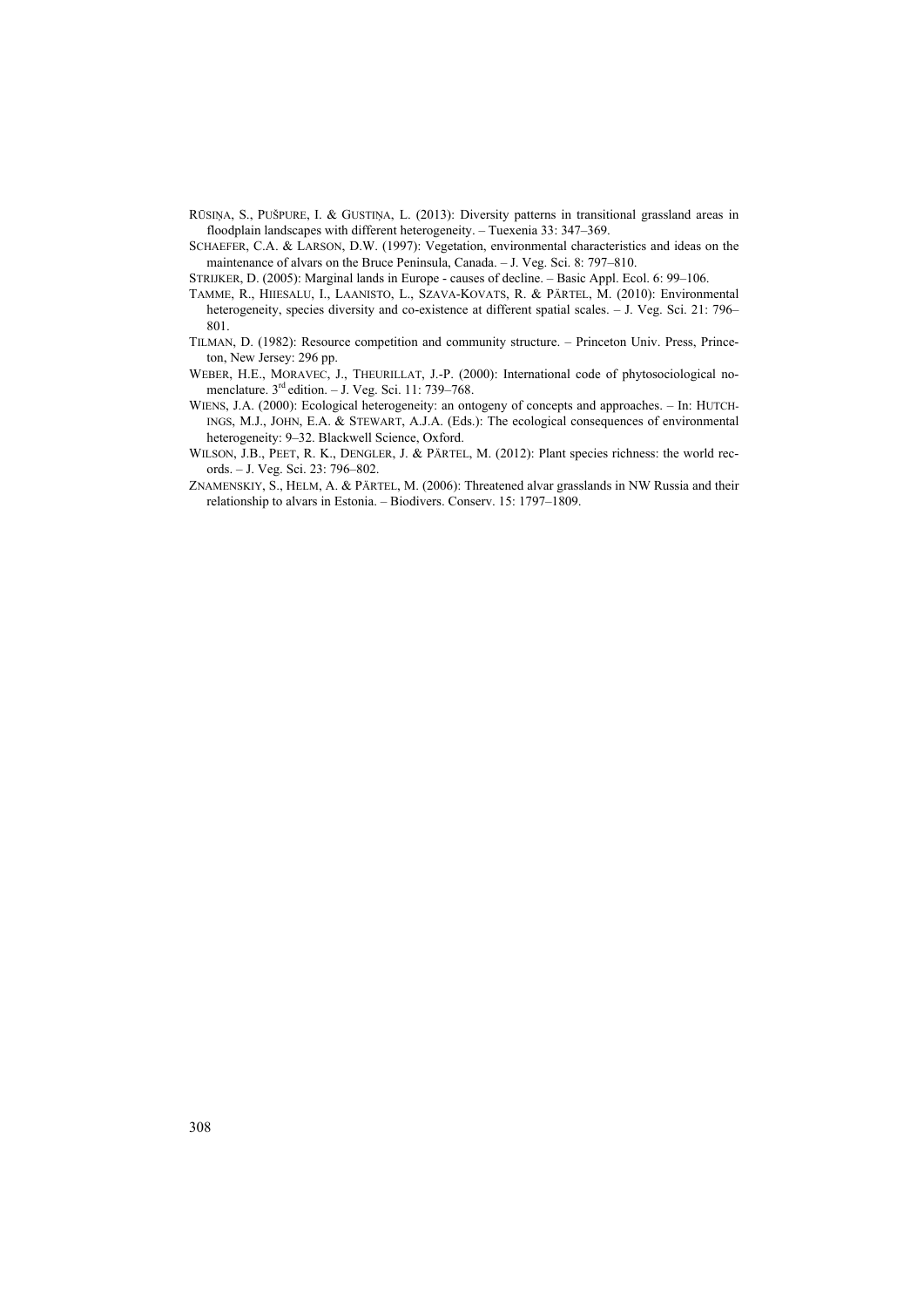RŪSIŅA, S., PUŠPURE, I. & GUSTIŅA, L. (2013): Diversity patterns in transitional grassland areas in floodplain landscapes with different heterogeneity. – Tuexenia 33: 347–369.

SCHAEFER, C.A. & LARSON, D.W. (1997): Vegetation, environmental characteristics and ideas on the maintenance of alvars on the Bruce Peninsula, Canada. – J. Veg. Sci. 8: 797–810.

STRIJKER, D. (2005): Marginal lands in Europe - causes of decline. – Basic Appl. Ecol. 6: 99–106.

TAMME, R., HIIESALU, I., LAANISTO, L., SZAVA-KOVATS, R. & PÄRTEL, M. (2010): Environmental heterogeneity, species diversity and co-existence at different spatial scales. – J. Veg. Sci. 21: 796–801.

TILMAN, D. (1982): Resource competition and community structure. – Princeton Univ. Press, Princeton, New Jersey: 296 pp.

WEBER, H.E., MORAVEC, J., THEURILLAT, J.-P. (2000): International code of phytosociological nomenclature. 3rd edition. – J. Veg. Sci. 11: 739–768.

WIENS, J.A. (2000): Ecological heterogeneity: an ontogeny of concepts and approaches. – In: HUTCHINGS, M.J., JOHN, E.A. & STEWART, A.J.A. (Eds.): The ecological consequences of environmental heterogeneity: 9–32. Blackwell Science, Oxford.

WILSON, J.B., PEET, R. K., DENGLER, J. & PÄRTEL, M. (2012): Plant species richness: the world records. – J. Veg. Sci. 23: 796–802.

ZNAMENSKIY, S., HELM, A. & PÄRTEL, M. (2006): Threatened alvar grasslands in NW Russia and their relationship to alvars in Estonia. – Biodivers. Conserv. 15: 1797–1809.